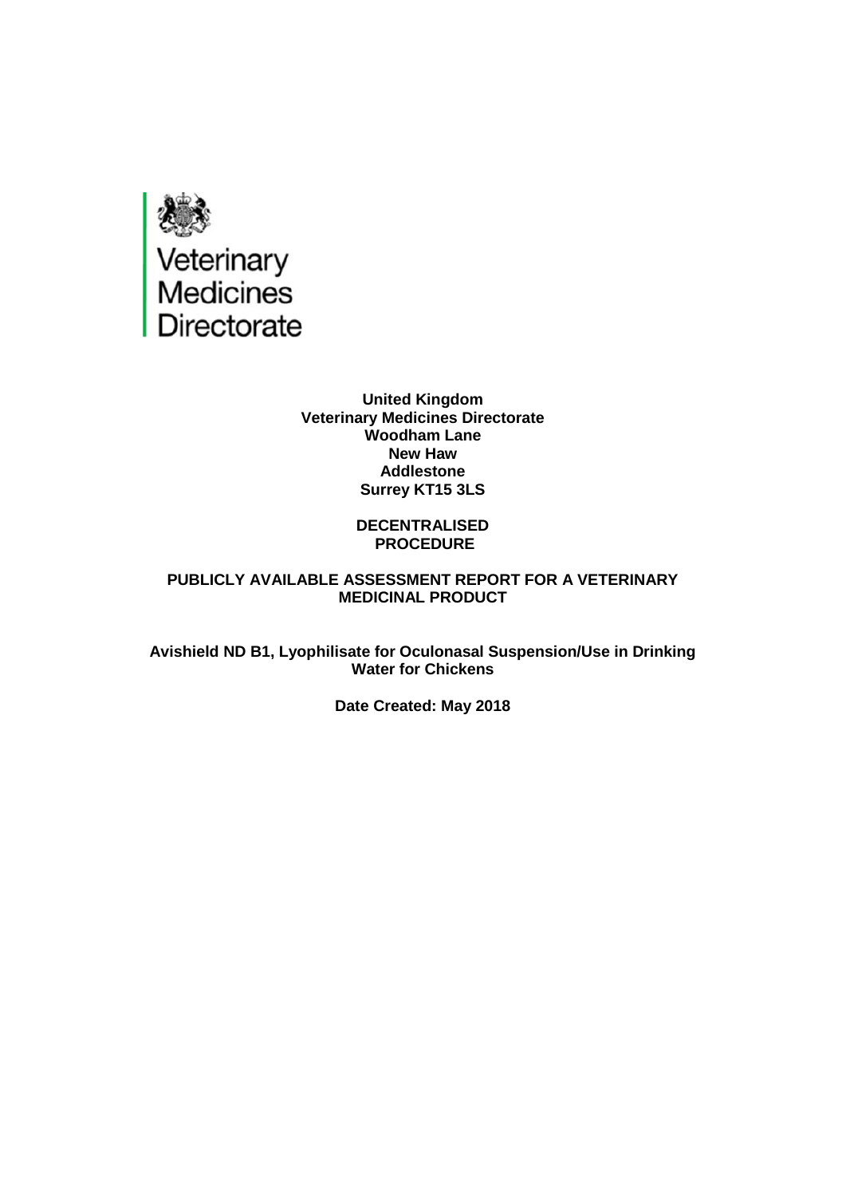Veterinary Medicines Directorate

**United Kingdom**
**Veterinary Medicines Directorate**
**Woodham Lane**
**New Haw**
**Addlestone**
**Surrey KT15 3LS**

**DECENTRALISED PROCEDURE**

**PUBLICLY AVAILABLE ASSESSMENT REPORT FOR A VETERINARY MEDICINAL PRODUCT**

**Avishield ND B1, Lyophilisate for Oculonasal Suspension/Use in Drinking Water for Chickens**

**Date Created: May 2018**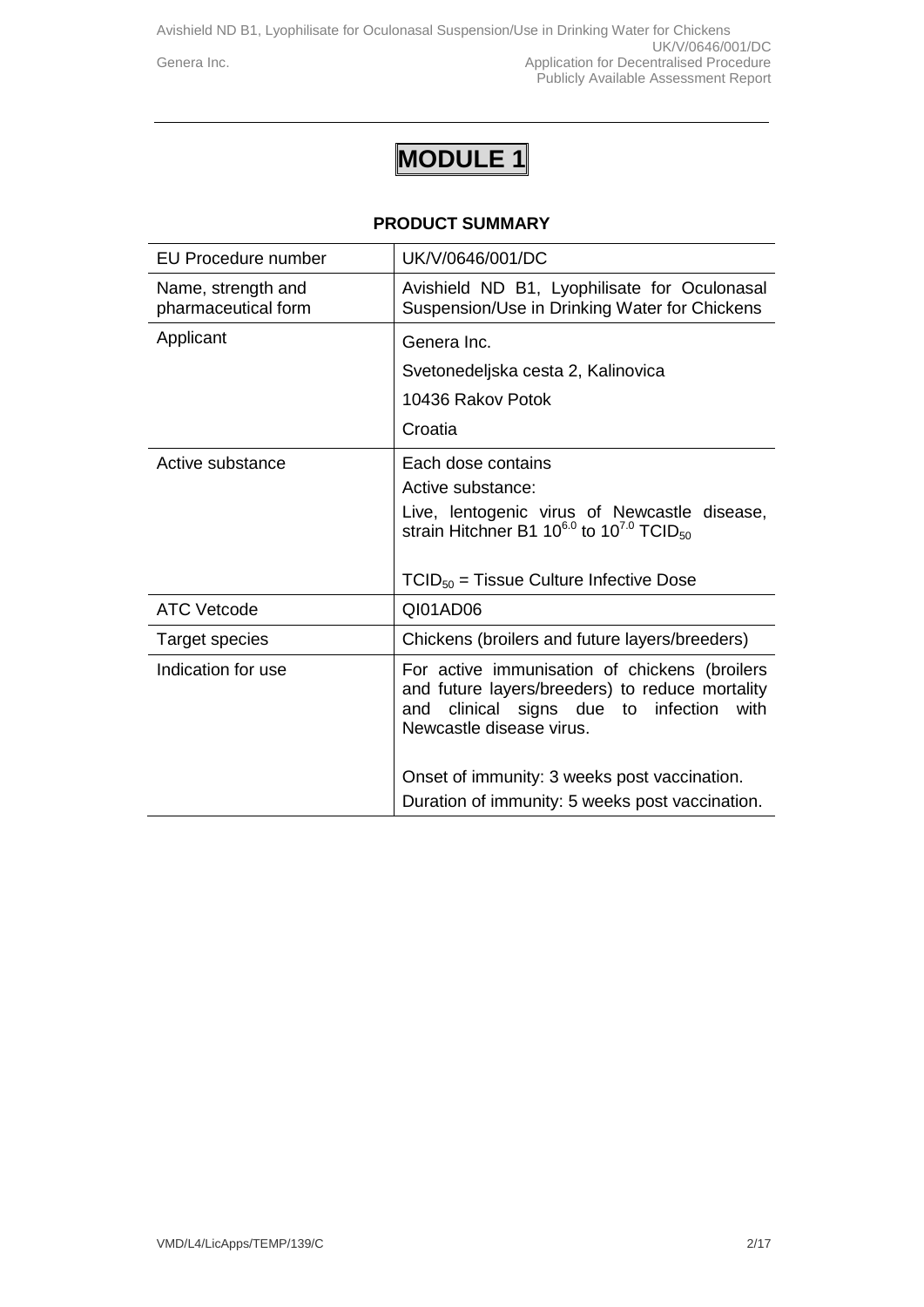# MODULE 1

## PRODUCT SUMMARY

| EU Procedure number | UK/V/0646/001/DC |
|---|---|
| Name, strength and pharmaceutical form | Avishield ND B1, Lyophilisate for Oculonasal Suspension/Use in Drinking Water for Chickens |
| Applicant | Genera Inc.<br>Svetonedeljska cesta 2, Kalinovica<br>10436 Rakov Potok<br>Croatia |
| Active substance | Each dose contains<br>Active substance:<br>Live, lentogenic virus of Newcastle disease, strain Hitchner B1 $10^{6.0}$ to $10^{7.0}$ $TCID_{50}$<br><br>$TCID_{50}$ = Tissue Culture Infective Dose |
| ATC Vetcode | QI01AD06 |
| Target species | Chickens (broilers and future layers/breeders) |
| Indication for use | For active immunisation of chickens (broilers and future layers/breeders) to reduce mortality and clinical signs due to infection with Newcastle disease virus.<br><br>Onset of immunity: 3 weeks post vaccination.<br>Duration of immunity: 5 weeks post vaccination. |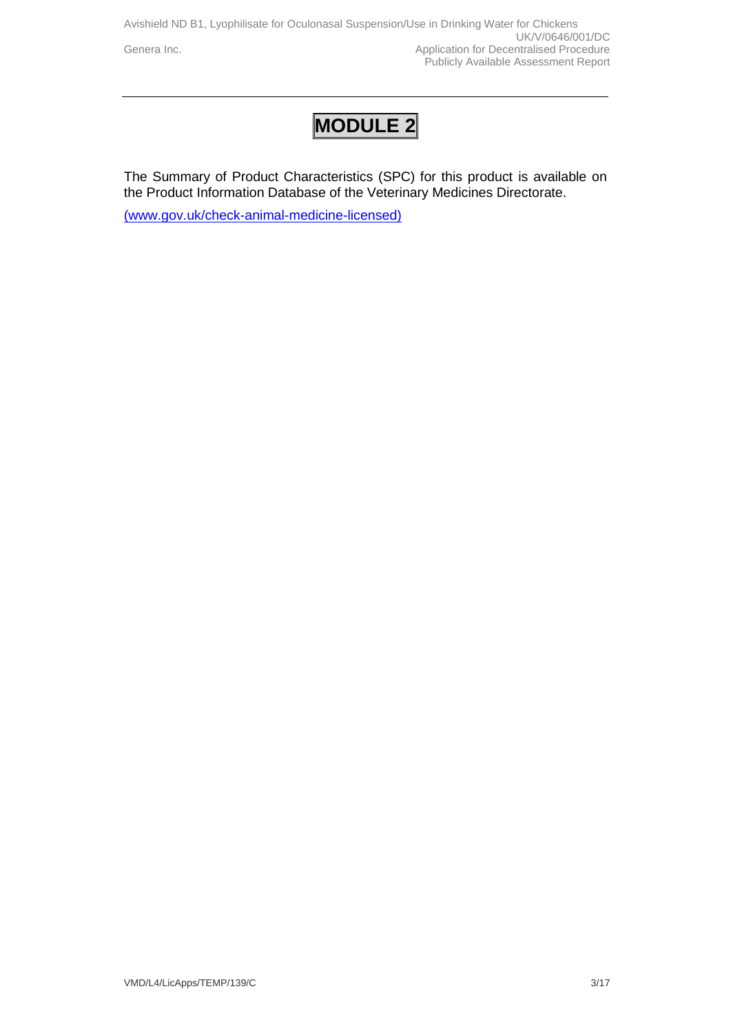# MODULE 2

The Summary of Product Characteristics (SPC) for this product is available on the Product Information Database of the Veterinary Medicines Directorate.

(www.gov.uk/check-animal-medicine-licensed)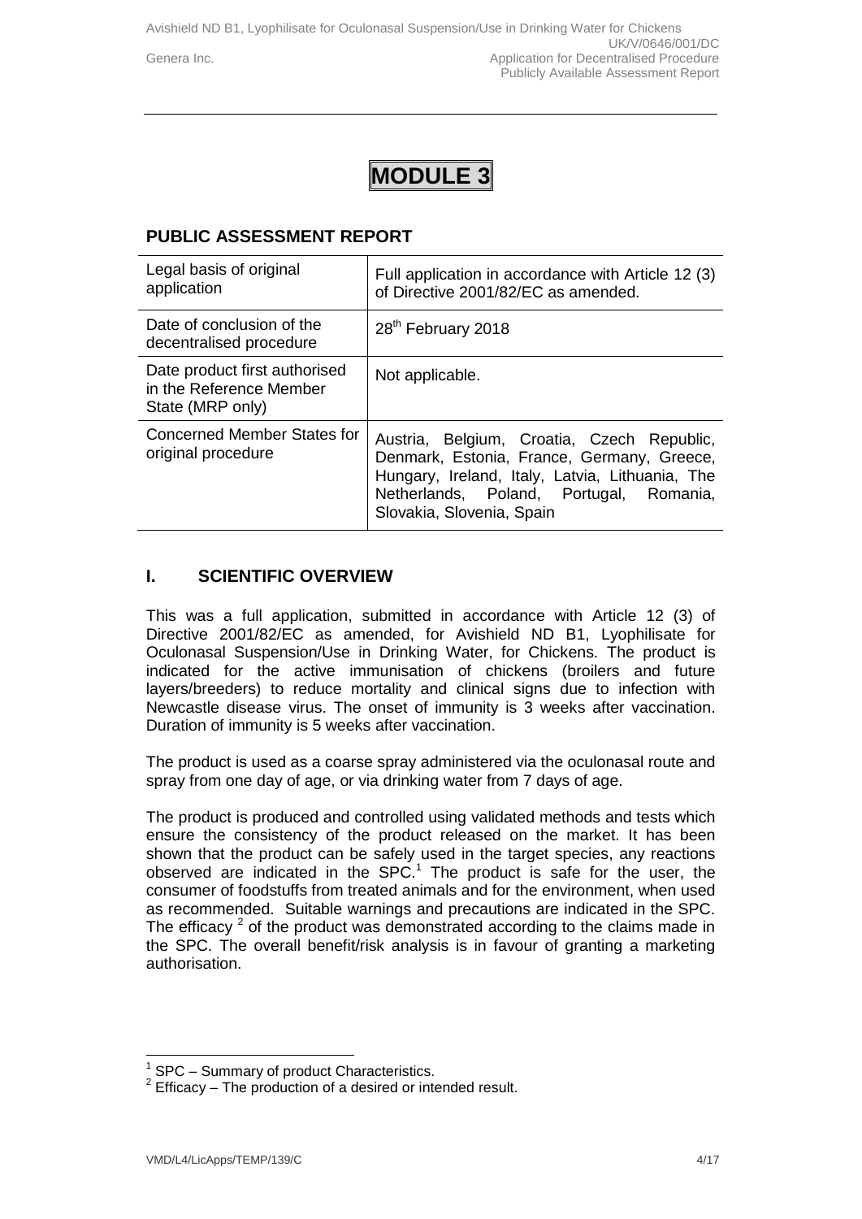# MODULE 3

## PUBLIC ASSESSMENT REPORT

| Legal basis of original application | Full application in accordance with Article 12 (3) of Directive 2001/82/EC as amended. |
|---|---|
| Date of conclusion of the decentralised procedure | 28th February 2018 |
| Date product first authorised in the Reference Member State (MRP only) | Not applicable. |
| Concerned Member States for original procedure | Austria, Belgium, Croatia, Czech Republic, Denmark, Estonia, France, Germany, Greece, Hungary, Ireland, Italy, Latvia, Lithuania, The Netherlands, Poland, Portugal, Romania, Slovakia, Slovenia, Spain |

## I. SCIENTIFIC OVERVIEW

This was a full application, submitted in accordance with Article 12 (3) of Directive 2001/82/EC as amended, for Avishield ND B1, Lyophilisate for Oculonasal Suspension/Use in Drinking Water, for Chickens. The product is indicated for the active immunisation of chickens (broilers and future layers/breeders) to reduce mortality and clinical signs due to infection with Newcastle disease virus. The onset of immunity is 3 weeks after vaccination. Duration of immunity is 5 weeks after vaccination.

The product is used as a coarse spray administered via the oculonasal route and spray from one day of age, or via drinking water from 7 days of age.

The product is produced and controlled using validated methods and tests which ensure the consistency of the product released on the market. It has been shown that the product can be safely used in the target species, any reactions observed are indicated in the SPC.[1] The product is safe for the user, the consumer of foodstuffs from treated animals and for the environment, when used as recommended. Suitable warnings and precautions are indicated in the SPC. The efficacy [2] of the product was demonstrated according to the claims made in the SPC. The overall benefit/risk analysis is in favour of granting a marketing authorisation.

[1] SPC – Summary of product Characteristics.
[2] Efficacy – The production of a desired or intended result.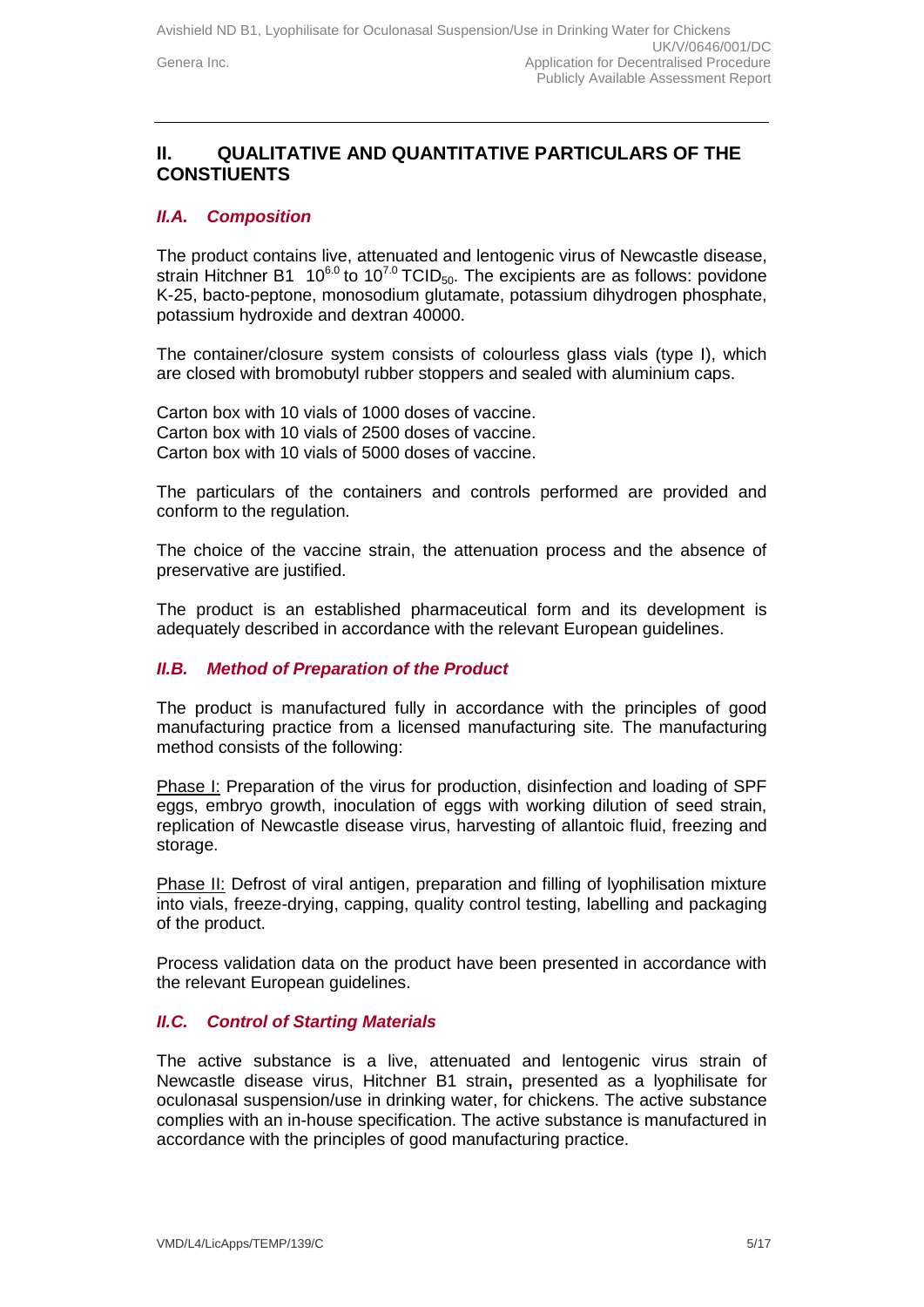## II. QUALITATIVE AND QUANTITATIVE PARTICULARS OF THE CONSTIUENTS

### *II.A. Composition*

The product contains live, attenuated and lentogenic virus of Newcastle disease, strain Hitchner B1 $10^{6.0}$ to $10^{7.0}$ $TCID_{50}$. The excipients are as follows: povidone K-25, bacto-peptone, monosodium glutamate, potassium dihydrogen phosphate, potassium hydroxide and dextran 40000.

The container/closure system consists of colourless glass vials (type I), which are closed with bromobutyl rubber stoppers and sealed with aluminium caps.

Carton box with 10 vials of 1000 doses of vaccine.
Carton box with 10 vials of 2500 doses of vaccine.
Carton box with 10 vials of 5000 doses of vaccine.

The particulars of the containers and controls performed are provided and conform to the regulation.

The choice of the vaccine strain, the attenuation process and the absence of preservative are justified.

The product is an established pharmaceutical form and its development is adequately described in accordance with the relevant European guidelines.

### *II.B. Method of Preparation of the Product*

The product is manufactured fully in accordance with the principles of good manufacturing practice from a licensed manufacturing site. The manufacturing method consists of the following:

Phase I: Preparation of the virus for production, disinfection and loading of SPF eggs, embryo growth, inoculation of eggs with working dilution of seed strain, replication of Newcastle disease virus, harvesting of allantoic fluid, freezing and storage.

Phase II: Defrost of viral antigen, preparation and filling of lyophilisation mixture into vials, freeze-drying, capping, quality control testing, labelling and packaging of the product.

Process validation data on the product have been presented in accordance with the relevant European guidelines.

### *II.C. Control of Starting Materials*

The active substance is a live, attenuated and lentogenic virus strain of Newcastle disease virus, Hitchner B1 strain**,** presented as a lyophilisate for oculonasal suspension/use in drinking water, for chickens. The active substance complies with an in-house specification. The active substance is manufactured in accordance with the principles of good manufacturing practice.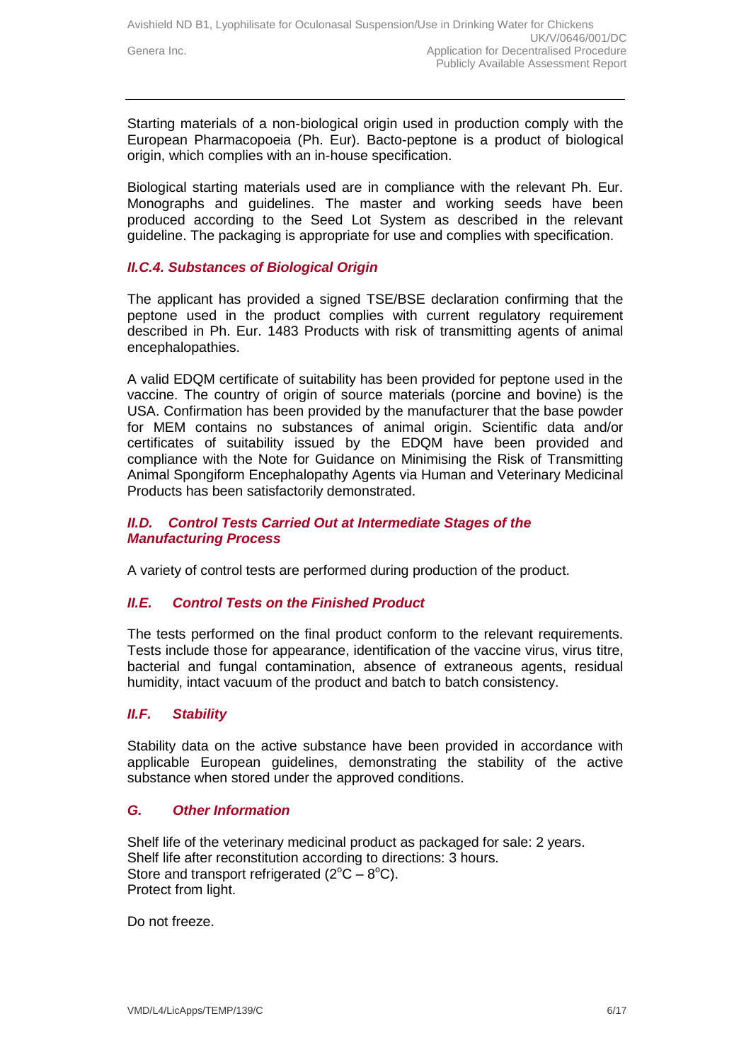Starting materials of a non-biological origin used in production comply with the European Pharmacopoeia (Ph. Eur). Bacto-peptone is a product of biological origin, which complies with an in-house specification.

Biological starting materials used are in compliance with the relevant Ph. Eur. Monographs and guidelines. The master and working seeds have been produced according to the Seed Lot System as described in the relevant guideline. The packaging is appropriate for use and complies with specification.

### *II.C.4. Substances of Biological Origin*

The applicant has provided a signed TSE/BSE declaration confirming that the peptone used in the product complies with current regulatory requirement described in Ph. Eur. 1483 Products with risk of transmitting agents of animal encephalopathies.

A valid EDQM certificate of suitability has been provided for peptone used in the vaccine. The country of origin of source materials (porcine and bovine) is the USA. Confirmation has been provided by the manufacturer that the base powder for MEM contains no substances of animal origin. Scientific data and/or certificates of suitability issued by the EDQM have been provided and compliance with the Note for Guidance on Minimising the Risk of Transmitting Animal Spongiform Encephalopathy Agents via Human and Veterinary Medicinal Products has been satisfactorily demonstrated.

### *II.D. Control Tests Carried Out at Intermediate Stages of the Manufacturing Process*

A variety of control tests are performed during production of the product.

### *II.E. Control Tests on the Finished Product*

The tests performed on the final product conform to the relevant requirements. Tests include those for appearance, identification of the vaccine virus, virus titre, bacterial and fungal contamination, absence of extraneous agents, residual humidity, intact vacuum of the product and batch to batch consistency.

### *II.F. Stability*

Stability data on the active substance have been provided in accordance with applicable European guidelines, demonstrating the stability of the active substance when stored under the approved conditions.

### *G. Other Information*

Shelf life of the veterinary medicinal product as packaged for sale: 2 years.
Shelf life after reconstitution according to directions: 3 hours.
Store and transport refrigerated ($2^{o}C – 8^{o}C$).
Protect from light.

Do not freeze.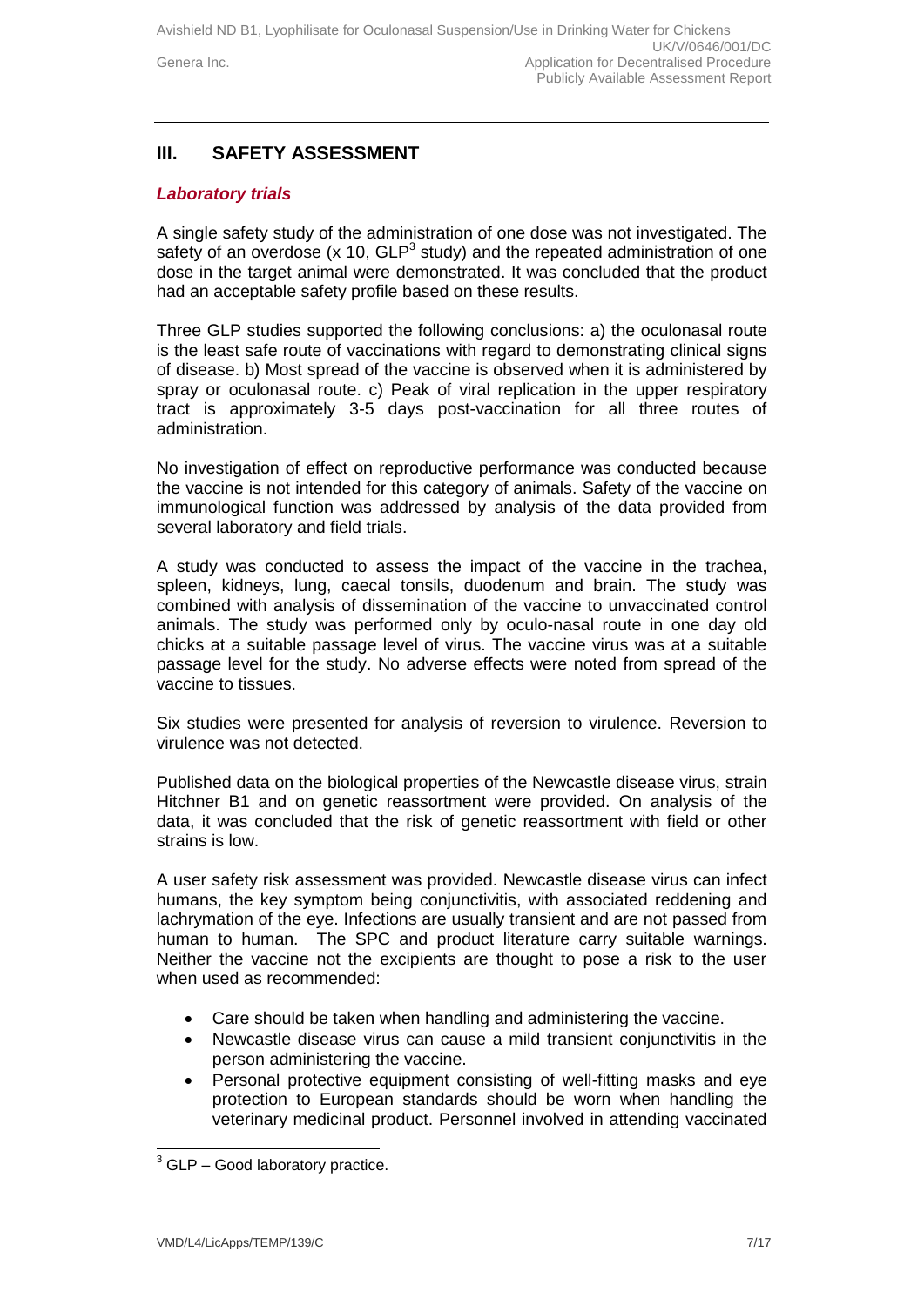## III. SAFETY ASSESSMENT

### *Laboratory trials*

A single safety study of the administration of one dose was not investigated. The safety of an overdose (x 10, GLP[3] study) and the repeated administration of one dose in the target animal were demonstrated. It was concluded that the product had an acceptable safety profile based on these results.

Three GLP studies supported the following conclusions: a) the oculonasal route is the least safe route of vaccinations with regard to demonstrating clinical signs of disease. b) Most spread of the vaccine is observed when it is administered by spray or oculonasal route. c) Peak of viral replication in the upper respiratory tract is approximately 3-5 days post-vaccination for all three routes of administration.

No investigation of effect on reproductive performance was conducted because the vaccine is not intended for this category of animals. Safety of the vaccine on immunological function was addressed by analysis of the data provided from several laboratory and field trials.

A study was conducted to assess the impact of the vaccine in the trachea, spleen, kidneys, lung, caecal tonsils, duodenum and brain. The study was combined with analysis of dissemination of the vaccine to unvaccinated control animals. The study was performed only by oculo-nasal route in one day old chicks at a suitable passage level of virus. The vaccine virus was at a suitable passage level for the study. No adverse effects were noted from spread of the vaccine to tissues.

Six studies were presented for analysis of reversion to virulence. Reversion to virulence was not detected.

Published data on the biological properties of the Newcastle disease virus, strain Hitchner B1 and on genetic reassortment were provided. On analysis of the data, it was concluded that the risk of genetic reassortment with field or other strains is low.

A user safety risk assessment was provided. Newcastle disease virus can infect humans, the key symptom being conjunctivitis, with associated reddening and lachrymation of the eye. Infections are usually transient and are not passed from human to human. The SPC and product literature carry suitable warnings. Neither the vaccine not the excipients are thought to pose a risk to the user when used as recommended:

- Care should be taken when handling and administering the vaccine.
- Newcastle disease virus can cause a mild transient conjunctivitis in the person administering the vaccine.
- Personal protective equipment consisting of well-fitting masks and eye protection to European standards should be worn when handling the veterinary medicinal product. Personnel involved in attending vaccinated

[3] GLP – Good laboratory practice.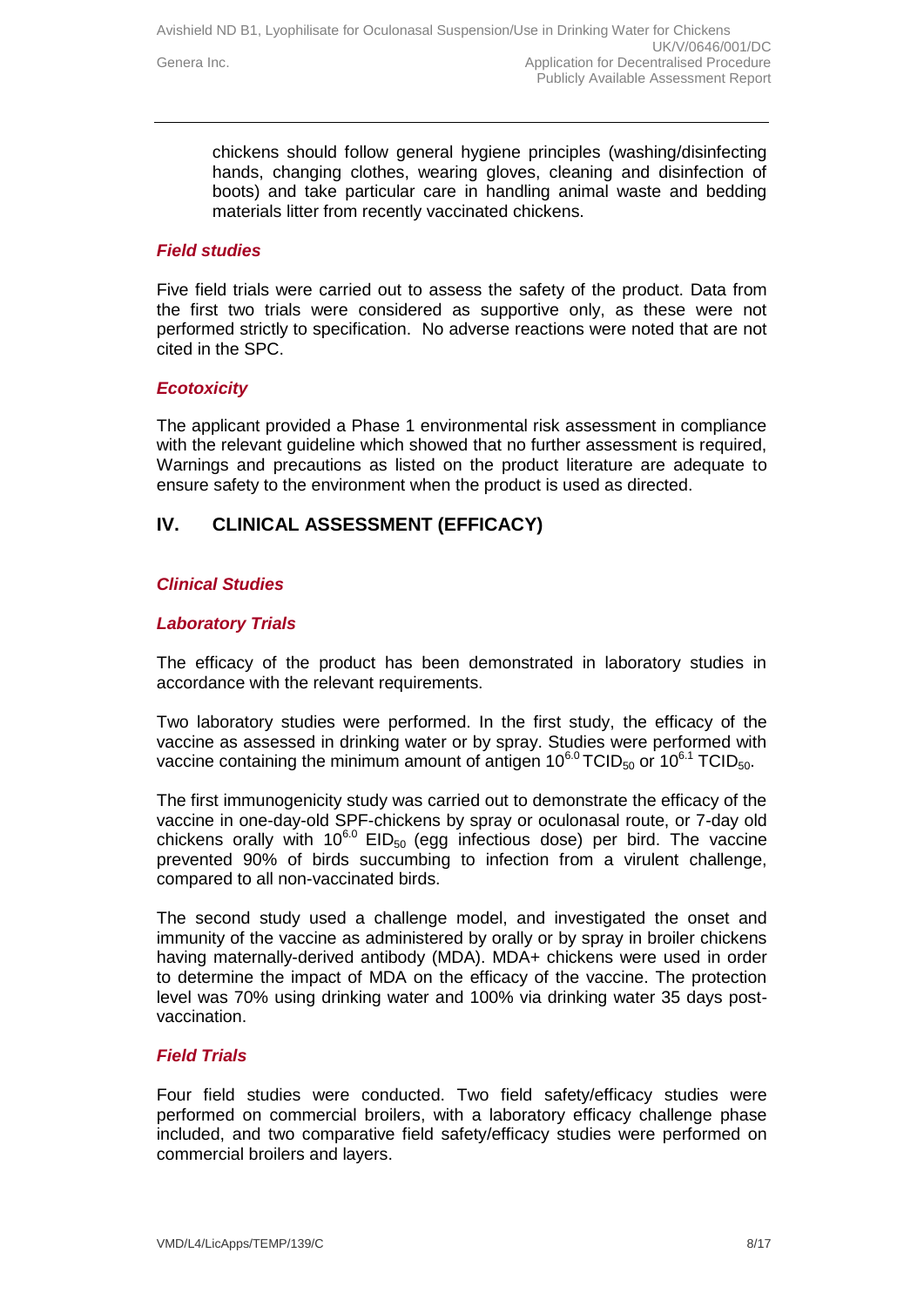chickens should follow general hygiene principles (washing/disinfecting hands, changing clothes, wearing gloves, cleaning and disinfection of boots) and take particular care in handling animal waste and bedding materials litter from recently vaccinated chickens.

### *Field studies*

Five field trials were carried out to assess the safety of the product. Data from the first two trials were considered as supportive only, as these were not performed strictly to specification. No adverse reactions were noted that are not cited in the SPC.

### *Ecotoxicity*

The applicant provided a Phase 1 environmental risk assessment in compliance with the relevant guideline which showed that no further assessment is required, Warnings and precautions as listed on the product literature are adequate to ensure safety to the environment when the product is used as directed.

## IV. CLINICAL ASSESSMENT (EFFICACY)

### *Clinical Studies*

### *Laboratory Trials*

The efficacy of the product has been demonstrated in laboratory studies in accordance with the relevant requirements.

Two laboratory studies were performed. In the first study, the efficacy of the vaccine as assessed in drinking water or by spray. Studies were performed with vaccine containing the minimum amount of antigen $10^{6.0}$ $TCID_{50}$ or $10^{6.1}$ $TCID_{50}$.

The first immunogenicity study was carried out to demonstrate the efficacy of the vaccine in one-day-old SPF-chickens by spray or oculonasal route, or 7-day old chickens orally with $10^{6.0}$ $EID_{50}$ (egg infectious dose) per bird. The vaccine prevented 90% of birds succumbing to infection from a virulent challenge, compared to all non-vaccinated birds.

The second study used a challenge model, and investigated the onset and immunity of the vaccine as administered by orally or by spray in broiler chickens having maternally-derived antibody (MDA). MDA+ chickens were used in order to determine the impact of MDA on the efficacy of the vaccine. The protection level was 70% using drinking water and 100% via drinking water 35 days post-vaccination.

### *Field Trials*

Four field studies were conducted. Two field safety/efficacy studies were performed on commercial broilers, with a laboratory efficacy challenge phase included, and two comparative field safety/efficacy studies were performed on commercial broilers and layers.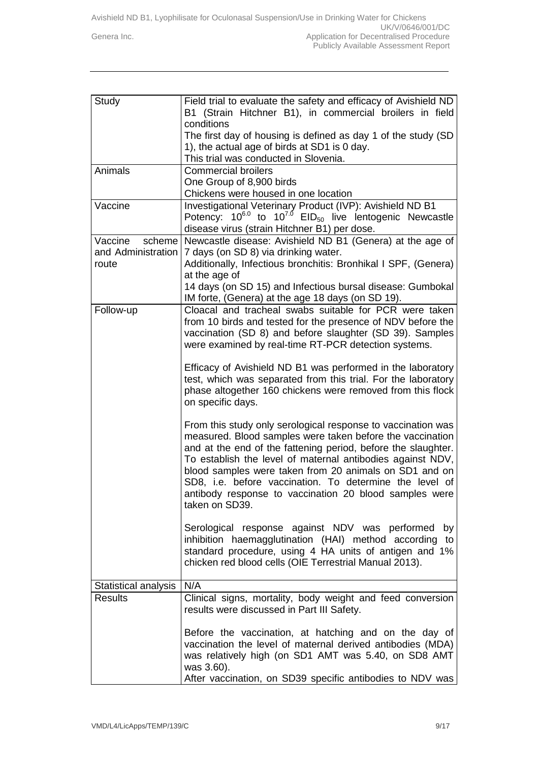| Study | Field trial to evaluate the safety and efficacy of Avishield ND B1 (Strain Hitchner B1), in commercial broilers in field conditions<br>The first day of housing is defined as day 1 of the study (SD 1), the actual age of birds at SD1 is 0 day.<br>This trial was conducted in Slovenia. |
|---|---|
| Animals | Commercial broilers<br>One Group of 8,900 birds<br>Chickens were housed in one location |
| Vaccine | Investigational Veterinary Product (IVP): Avishield ND B1<br>Potency: $10^{6.0}$ to $10^{7.0}$ $EID_{50}$ live lentogenic Newcastle disease virus (strain Hitchner B1) per dose. |
| Vaccine scheme and Administration route | Newcastle disease: Avishield ND B1 (Genera) at the age of 7 days (on SD 8) via drinking water.<br>Additionally, Infectious bronchitis: Bronhikal I SPF, (Genera) at the age of<br>14 days (on SD 15) and Infectious bursal disease: Gumbokal IM forte, (Genera) at the age 18 days (on SD 19). |
| Follow-up | Cloacal and tracheal swabs suitable for PCR were taken from 10 birds and tested for the presence of NDV before the vaccination (SD 8) and before slaughter (SD 39). Samples were examined by real-time RT-PCR detection systems.<br><br>Efficacy of Avishield ND B1 was performed in the laboratory test, which was separated from this trial. For the laboratory phase altogether 160 chickens were removed from this flock on specific days.<br><br>From this study only serological response to vaccination was measured. Blood samples were taken before the vaccination and at the end of the fattening period, before the slaughter. To establish the level of maternal antibodies against NDV, blood samples were taken from 20 animals on SD1 and on SD8, i.e. before vaccination. To determine the level of antibody response to vaccination 20 blood samples were taken on SD39.<br><br>Serological response against NDV was performed by inhibition haemagglutination (HAI) method according to standard procedure, using 4 HA units of antigen and 1% chicken red blood cells (OIE Terrestrial Manual 2013). |
| Statistical analysis | N/A |
| Results | Clinical signs, mortality, body weight and feed conversion results were discussed in Part III Safety.<br><br>Before the vaccination, at hatching and on the day of vaccination the level of maternal derived antibodies (MDA) was relatively high (on SD1 AMT was 5.40, on SD8 AMT was 3.60).<br>After vaccination, on SD39 specific antibodies to NDV was |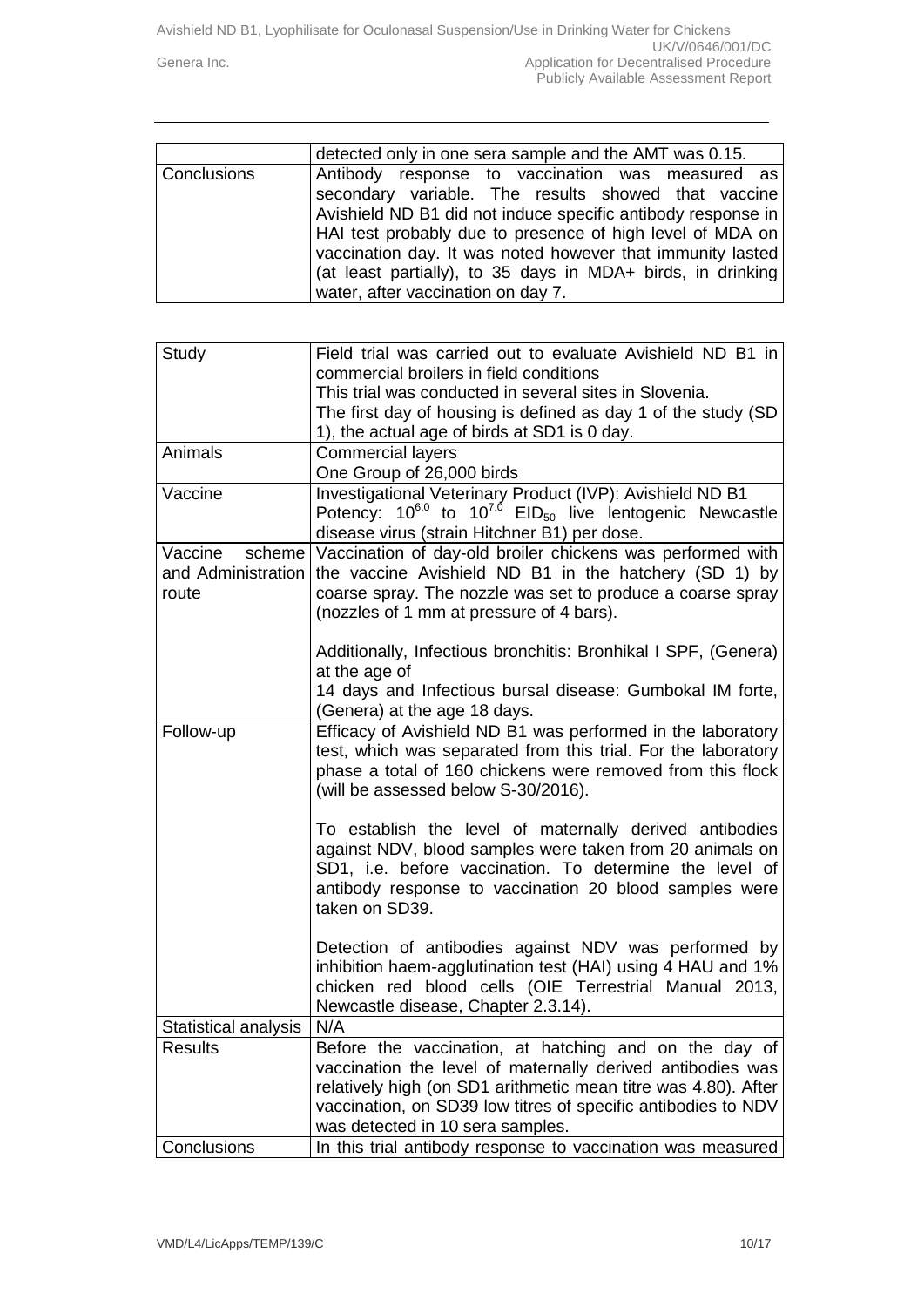| | |
|---|---|
| | detected only in one sera sample and the AMT was 0.15. |
| Conclusions | Antibody response to vaccination was measured as secondary variable. The results showed that vaccine Avishield ND B1 did not induce specific antibody response in HAI test probably due to presence of high level of MDA on vaccination day. It was noted however that immunity lasted (at least partially), to 35 days in MDA+ birds, in drinking water, after vaccination on day 7. |

| | |
|---|---|
| Study | Field trial was carried out to evaluate Avishield ND B1 in commercial broilers in field conditions<br>This trial was conducted in several sites in Slovenia.<br>The first day of housing is defined as day 1 of the study (SD 1), the actual age of birds at SD1 is 0 day. |
| Animals | Commercial layers<br>One Group of 26,000 birds |
| Vaccine | Investigational Veterinary Product (IVP): Avishield ND B1<br>Potency: $10^{6.0}$ to $10^{7.0}$ $EID_{50}$ live lentogenic Newcastle disease virus (strain Hitchner B1) per dose. |
| Vaccine scheme and Administration route | Vaccination of day-old broiler chickens was performed with the vaccine Avishield ND B1 in the hatchery (SD 1) by coarse spray. The nozzle was set to produce a coarse spray (nozzles of 1 mm at pressure of 4 bars).<br><br>Additionally, Infectious bronchitis: Bronhikal I SPF, (Genera) at the age of<br>14 days and Infectious bursal disease: Gumbokal IM forte, (Genera) at the age 18 days. |
| Follow-up | Efficacy of Avishield ND B1 was performed in the laboratory test, which was separated from this trial. For the laboratory phase a total of 160 chickens were removed from this flock (will be assessed below S-30/2016).<br><br>To establish the level of maternally derived antibodies against NDV, blood samples were taken from 20 animals on SD1, i.e. before vaccination. To determine the level of antibody response to vaccination 20 blood samples were taken on SD39.<br><br>Detection of antibodies against NDV was performed by inhibition haem-agglutination test (HAI) using 4 HAU and 1% chicken red blood cells (OIE Terrestrial Manual 2013, Newcastle disease, Chapter 2.3.14). |
| Statistical analysis | N/A |
| Results | Before the vaccination, at hatching and on the day of vaccination the level of maternally derived antibodies was relatively high (on SD1 arithmetic mean titre was 4.80). After vaccination, on SD39 low titres of specific antibodies to NDV was detected in 10 sera samples. |
| Conclusions | In this trial antibody response to vaccination was measured |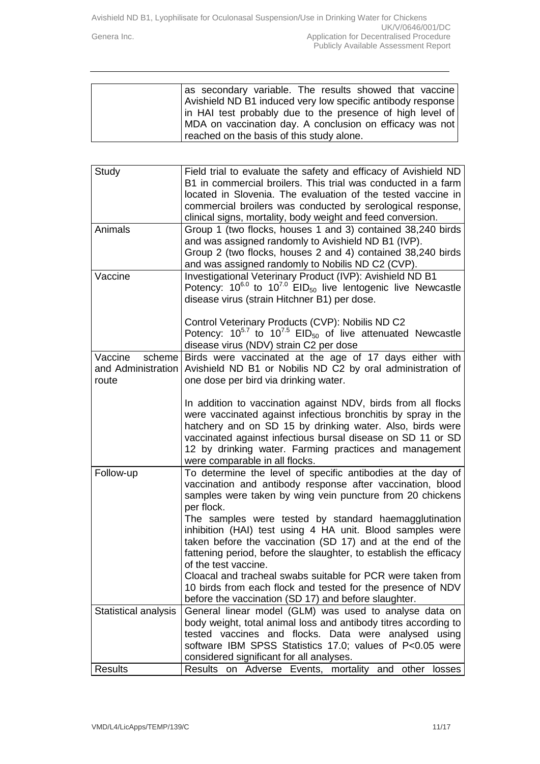|  |  |
|---|---|
|  | as secondary variable. The results showed that vaccine Avishield ND B1 induced very low specific antibody response in HAI test probably due to the presence of high level of MDA on vaccination day. A conclusion on efficacy was not reached on the basis of this study alone. |

| Study | Field trial to evaluate the safety and efficacy of Avishield ND B1 in commercial broilers. This trial was conducted in a farm located in Slovenia. The evaluation of the tested vaccine in commercial broilers was conducted by serological response, clinical signs, mortality, body weight and feed conversion. |
|---|---|
| Animals | Group 1 (two flocks, houses 1 and 3) contained 38,240 birds and was assigned randomly to Avishield ND B1 (IVP).<br>Group 2 (two flocks, houses 2 and 4) contained 38,240 birds and was assigned randomly to Nobilis ND C2 (CVP). |
| Vaccine | Investigational Veterinary Product (IVP): Avishield ND B1<br>Potency: $10^{6.0}$ to $10^{7.0}$ $EID_{50}$ live lentogenic live Newcastle disease virus (strain Hitchner B1) per dose.<br><br>Control Veterinary Products (CVP): Nobilis ND C2<br>Potency: $10^{5.7}$ to $10^{7.5}$ $EID_{50}$ of live attenuated Newcastle disease virus (NDV) strain C2 per dose |
| Vaccine scheme and Administration route | Birds were vaccinated at the age of 17 days either with Avishield ND B1 or Nobilis ND C2 by oral administration of one dose per bird via drinking water.<br><br>In addition to vaccination against NDV, birds from all flocks were vaccinated against infectious bronchitis by spray in the hatchery and on SD 15 by drinking water. Also, birds were vaccinated against infectious bursal disease on SD 11 or SD 12 by drinking water. Farming practices and management were comparable in all flocks. |
| Follow-up | To determine the level of specific antibodies at the day of vaccination and antibody response after vaccination, blood samples were taken by wing vein puncture from 20 chickens per flock.<br>The samples were tested by standard haemagglutination inhibition (HAI) test using 4 HA unit. Blood samples were taken before the vaccination (SD 17) and at the end of the fattening period, before the slaughter, to establish the efficacy of the test vaccine.<br>Cloacal and tracheal swabs suitable for PCR were taken from 10 birds from each flock and tested for the presence of NDV before the vaccination (SD 17) and before slaughter. |
| Statistical analysis | General linear model (GLM) was used to analyse data on body weight, total animal loss and antibody titres according to tested vaccines and flocks. Data were analysed using software IBM SPSS Statistics 17.0; values of $P<0.05$ were considered significant for all analyses. |
| Results | Results on Adverse Events, mortality and other losses |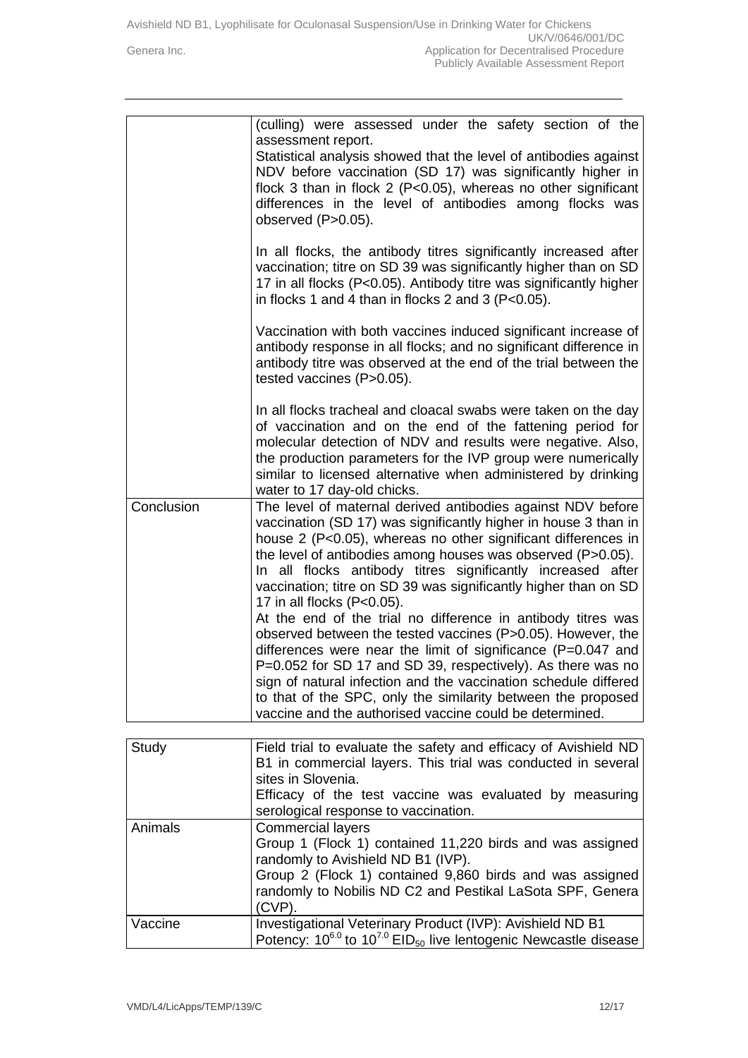|  |  |
|---|---|
|  | (culling) were assessed under the safety section of the assessment report.<br>Statistical analysis showed that the level of antibodies against NDV before vaccination (SD 17) was significantly higher in flock 3 than in flock 2 (P<0.05), whereas no other significant differences in the level of antibodies among flocks was observed (P>0.05).<br><br>In all flocks, the antibody titres significantly increased after vaccination; titre on SD 39 was significantly higher than on SD 17 in all flocks (P<0.05). Antibody titre was significantly higher in flocks 1 and 4 than in flocks 2 and 3 (P<0.05).<br><br>Vaccination with both vaccines induced significant increase of antibody response in all flocks; and no significant difference in antibody titre was observed at the end of the trial between the tested vaccines (P>0.05).<br><br>In all flocks tracheal and cloacal swabs were taken on the day of vaccination and on the end of the fattening period for molecular detection of NDV and results were negative. Also, the production parameters for the IVP group were numerically similar to licensed alternative when administered by drinking water to 17 day-old chicks. |
| Conclusion | The level of maternal derived antibodies against NDV before vaccination (SD 17) was significantly higher in house 3 than in house 2 (P<0.05), whereas no other significant differences in the level of antibodies among houses was observed (P>0.05).<br>In all flocks antibody titres significantly increased after vaccination; titre on SD 39 was significantly higher than on SD 17 in all flocks (P<0.05).<br>At the end of the trial no difference in antibody titres was observed between the tested vaccines (P>0.05). However, the differences were near the limit of significance (P=0.047 and P=0.052 for SD 17 and SD 39, respectively). As there was no sign of natural infection and the vaccination schedule differed to that of the SPC, only the similarity between the proposed vaccine and the authorised vaccine could be determined. |

|  |  |
|---|---|
| Study | Field trial to evaluate the safety and efficacy of Avishield ND B1 in commercial layers. This trial was conducted in several sites in Slovenia.<br>Efficacy of the test vaccine was evaluated by measuring serological response to vaccination. |
| Animals | Commercial layers<br>Group 1 (Flock 1) contained 11,220 birds and was assigned randomly to Avishield ND B1 (IVP).<br>Group 2 (Flock 1) contained 9,860 birds and was assigned randomly to Nobilis ND C2 and Pestikal LaSota SPF, Genera (CVP). |
| Vaccine | Investigational Veterinary Product (IVP): Avishield ND B1<br>Potency: $10^{6.0}$ to $10^{7.0}$ $EID_{50}$ live lentogenic Newcastle disease |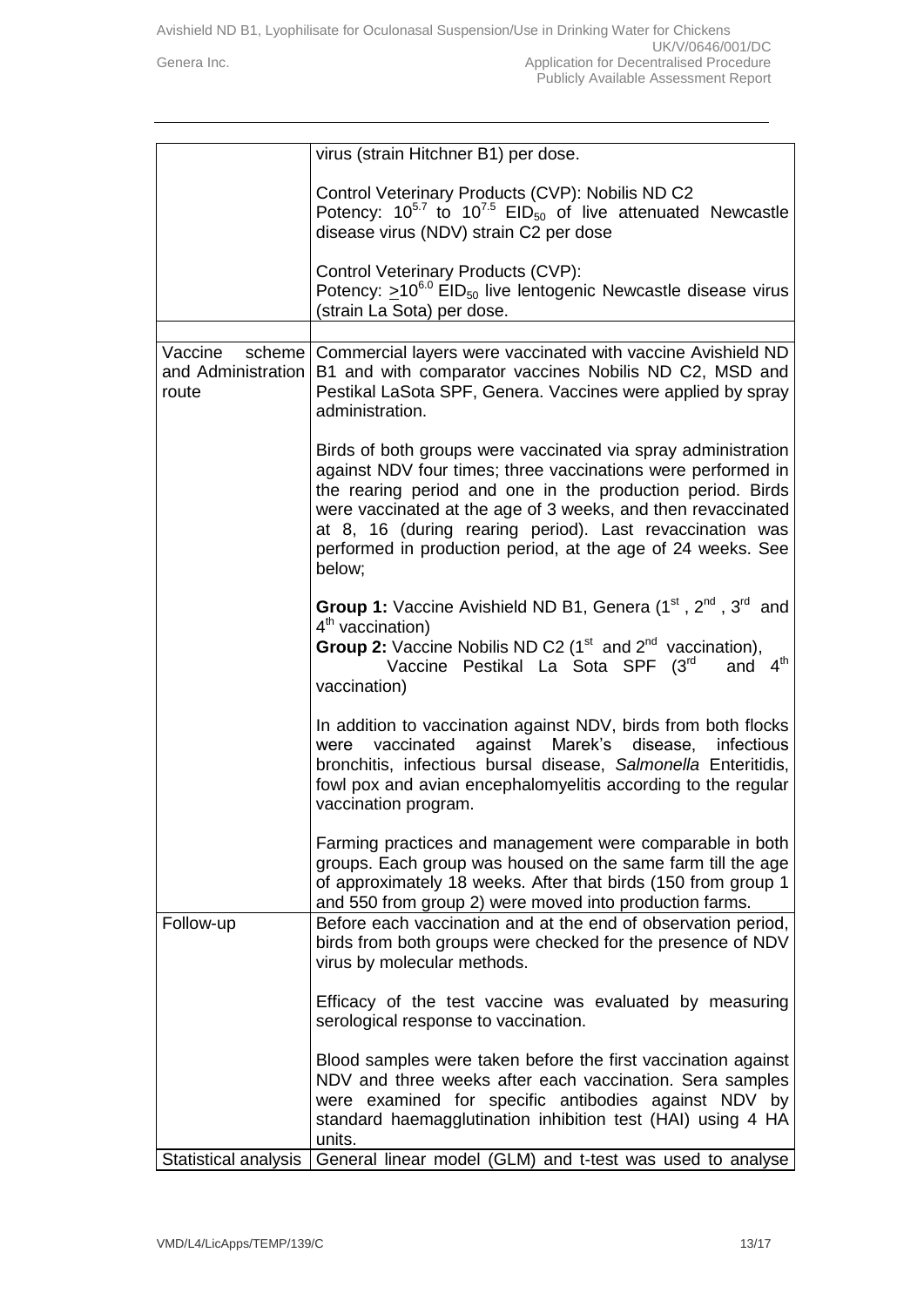|  |  |
|---|---|
|  | virus (strain Hitchner B1) per dose.<br><br>Control Veterinary Products (CVP): Nobilis ND C2<br>Potency: $10^{5.7}$ to $10^{7.5}$ $EID_{50}$ of live attenuated Newcastle disease virus (NDV) strain C2 per dose<br><br>Control Veterinary Products (CVP):<br>Potency: $\geq 10^{6.0}$ $EID_{50}$ live lentogenic Newcastle disease virus (strain La Sota) per dose. |
|  |  |
| Vaccine scheme and Administration route | Commercial layers were vaccinated with vaccine Avishield ND B1 and with comparator vaccines Nobilis ND C2, MSD and Pestikal LaSota SPF, Genera. Vaccines were applied by spray administration.<br><br>Birds of both groups were vaccinated via spray administration against NDV four times; three vaccinations were performed in the rearing period and one in the production period. Birds were vaccinated at the age of 3 weeks, and then revaccinated at 8, 16 (during rearing period). Last revaccination was performed in production period, at the age of 24 weeks. See below;<br><br>**Group 1:** Vaccine Avishield ND B1, Genera (1st , 2nd , 3rd and 4th vaccination)<br>**Group 2:** Vaccine Nobilis ND C2 (1st and 2nd vaccination), Vaccine Pestikal La Sota SPF (3rd and 4th vaccination)<br><br>In addition to vaccination against NDV, birds from both flocks were vaccinated against Marek's disease, infectious bronchitis, infectious bursal disease, *Salmonella* Enteritidis, fowl pox and avian encephalomyelitis according to the regular vaccination program.<br><br>Farming practices and management were comparable in both groups. Each group was housed on the same farm till the age of approximately 18 weeks. After that birds (150 from group 1 and 550 from group 2) were moved into production farms. |
| Follow-up | Before each vaccination and at the end of observation period, birds from both groups were checked for the presence of NDV virus by molecular methods.<br><br>Efficacy of the test vaccine was evaluated by measuring serological response to vaccination.<br><br>Blood samples were taken before the first vaccination against NDV and three weeks after each vaccination. Sera samples were examined for specific antibodies against NDV by standard haemagglutination inhibition test (HAI) using 4 HA units. |
| Statistical analysis | General linear model (GLM) and t-test was used to analyse |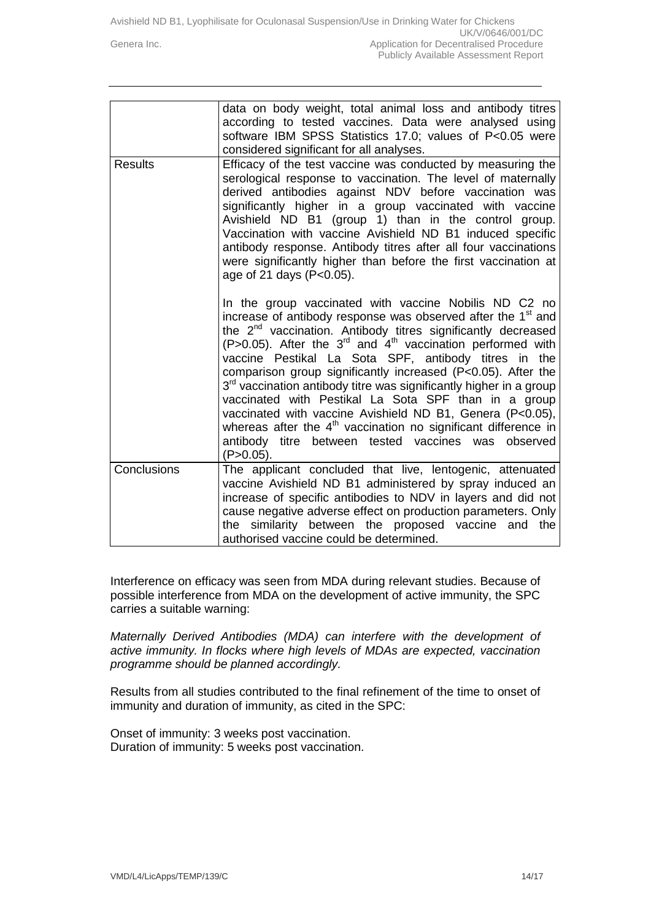| | |
|---|---|
| | data on body weight, total animal loss and antibody titres according to tested vaccines. Data were analysed using software IBM SPSS Statistics 17.0; values of $P<0.05$ were considered significant for all analyses. |
| Results | Efficacy of the test vaccine was conducted by measuring the serological response to vaccination. The level of maternally derived antibodies against NDV before vaccination was significantly higher in a group vaccinated with vaccine Avishield ND B1 (group 1) than in the control group. Vaccination with vaccine Avishield ND B1 induced specific antibody response. Antibody titres after all four vaccinations were significantly higher than before the first vaccination at age of 21 days ($P<0.05$).<br><br>In the group vaccinated with vaccine Nobilis ND C2 no increase of antibody response was observed after the 1st and the 2nd vaccination. Antibody titres significantly decreased ($P>0.05$). After the 3rd and 4th vaccination performed with vaccine Pestikal La Sota SPF, antibody titres in the comparison group significantly increased ($P<0.05$). After the 3rd vaccination antibody titre was significantly higher in a group vaccinated with Pestikal La Sota SPF than in a group vaccinated with vaccine Avishield ND B1, Genera ($P<0.05$), whereas after the 4th vaccination no significant difference in antibody titre between tested vaccines was observed ($P>0.05$). |
| Conclusions | The applicant concluded that live, lentogenic, attenuated vaccine Avishield ND B1 administered by spray induced an increase of specific antibodies to NDV in layers and did not cause negative adverse effect on production parameters. Only the similarity between the proposed vaccine and the authorised vaccine could be determined. |

Interference on efficacy was seen from MDA during relevant studies. Because of possible interference from MDA on the development of active immunity, the SPC carries a suitable warning:

*Maternally Derived Antibodies (MDA) can interfere with the development of active immunity. In flocks where high levels of MDAs are expected, vaccination programme should be planned accordingly.*

Results from all studies contributed to the final refinement of the time to onset of immunity and duration of immunity, as cited in the SPC:

Onset of immunity: 3 weeks post vaccination.
Duration of immunity: 5 weeks post vaccination.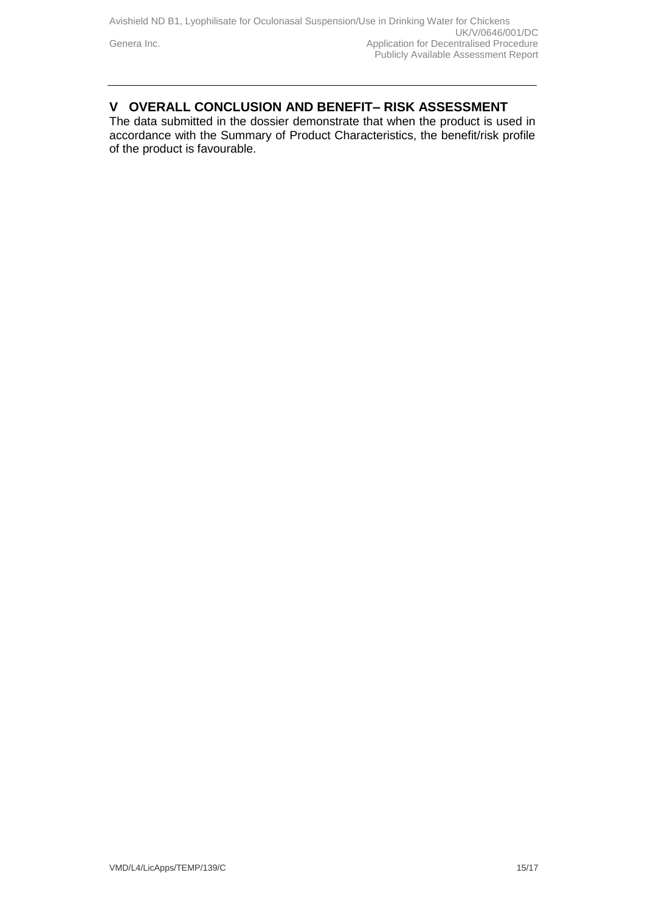## V OVERALL CONCLUSION AND BENEFIT– RISK ASSESSMENT

The data submitted in the dossier demonstrate that when the product is used in accordance with the Summary of Product Characteristics, the benefit/risk profile of the product is favourable.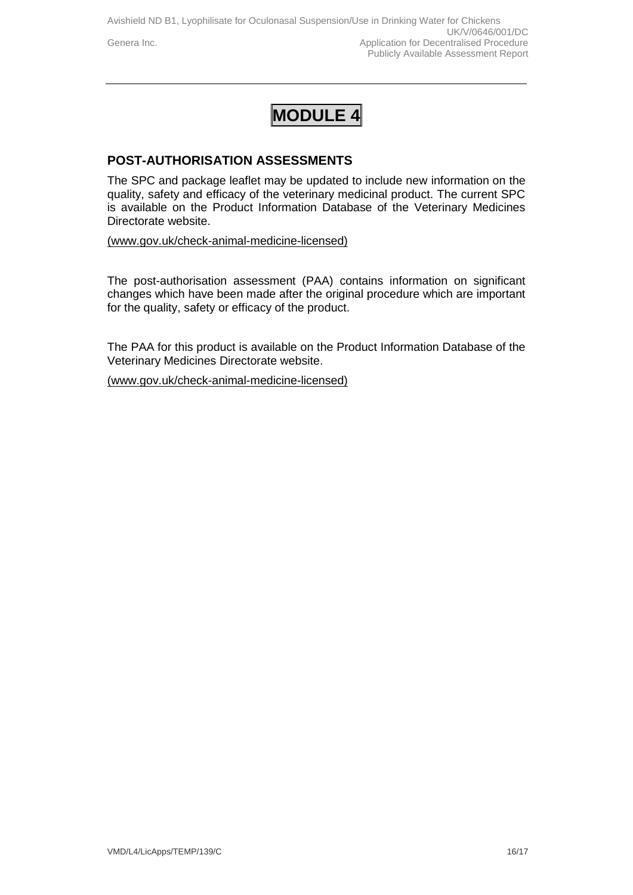# MODULE 4

## POST-AUTHORISATION ASSESSMENTS

The SPC and package leaflet may be updated to include new information on the quality, safety and efficacy of the veterinary medicinal product. The current SPC is available on the Product Information Database of the Veterinary Medicines Directorate website.

(www.gov.uk/check-animal-medicine-licensed)

The post-authorisation assessment (PAA) contains information on significant changes which have been made after the original procedure which are important for the quality, safety or efficacy of the product.

The PAA for this product is available on the Product Information Database of the Veterinary Medicines Directorate website.

(www.gov.uk/check-animal-medicine-licensed)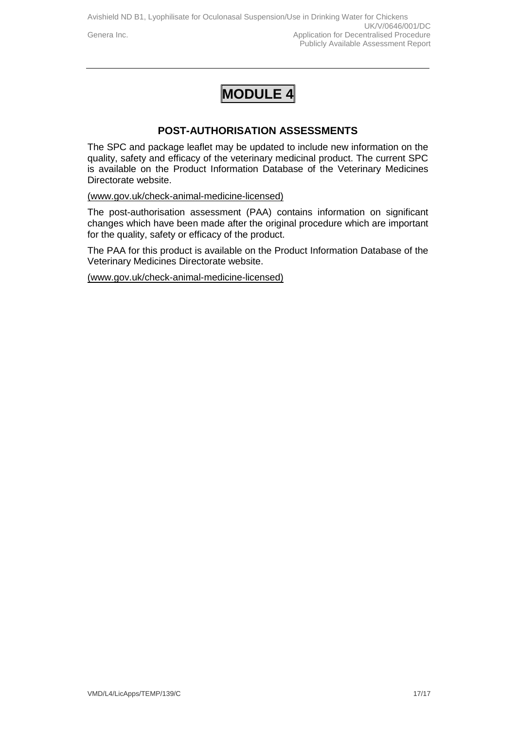# MODULE 4

## POST-AUTHORISATION ASSESSMENTS

The SPC and package leaflet may be updated to include new information on the quality, safety and efficacy of the veterinary medicinal product. The current SPC is available on the Product Information Database of the Veterinary Medicines Directorate website.

(www.gov.uk/check-animal-medicine-licensed)

The post-authorisation assessment (PAA) contains information on significant changes which have been made after the original procedure which are important for the quality, safety or efficacy of the product.

The PAA for this product is available on the Product Information Database of the Veterinary Medicines Directorate website.

(www.gov.uk/check-animal-medicine-licensed)